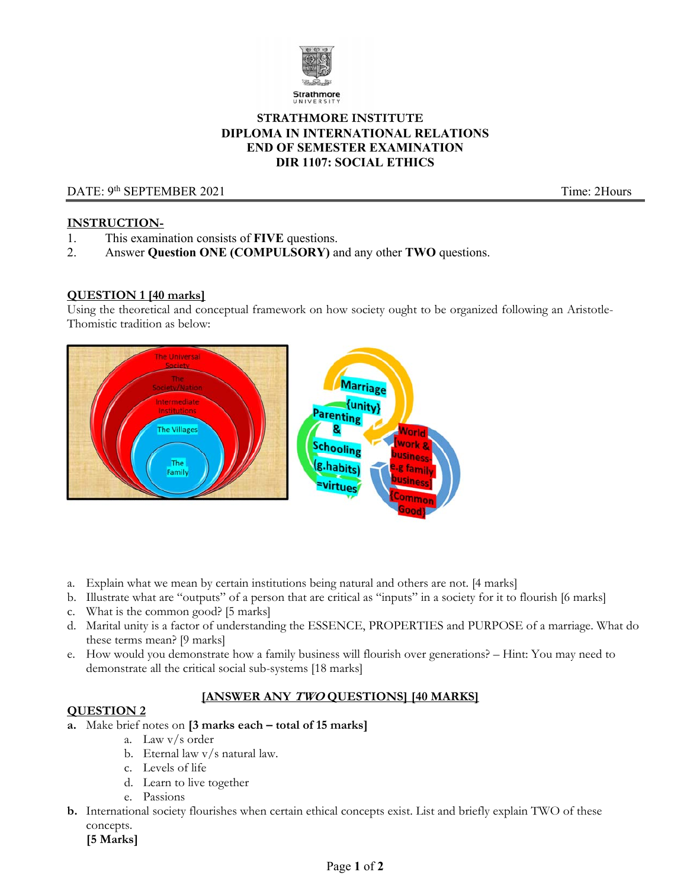# STRATHMORE INSTITUTE
# DIPLOMA IN INTERNATIONAL RELATIONS
# END OF SEMESTER EXAMINATION
# DIR 1107: SOCIAL ETHICS

DATE: 9th SEPTEMBER 2021 Time: 2Hours

**INSTRUCTION-**

1. This examination consists of **FIVE** questions.
2. Answer **Question ONE (COMPULSORY)** and any other **TWO** questions.

## QUESTION 1 [40 marks]

Using the theoretical and conceptual framework on how society ought to be organized following an Aristotle-Thomistic tradition as below:

a. Explain what we mean by certain institutions being natural and others are not. [4 marks]

b. Illustrate what are "outputs" of a person that are critical as "inputs" in a society for it to flourish [6 marks]

c. What is the common good? [5 marks]

d. Marital unity is a factor of understanding the ESSENCE, PROPERTIES and PURPOSE of a marriage. What do these terms mean? [9 marks]

e. How would you demonstrate how a family business will flourish over generations? – Hint: You may need to demonstrate all the critical social sub-systems [18 marks]

## [ANSWER ANY *TWO* QUESTIONS] [40 MARKS]

## QUESTION 2

**a.** Make brief notes on **[3 marks each – total of 15 marks]**

   a. Law v/s order
   b. Eternal law v/s natural law.
   c. Levels of life
   d. Learn to live together
   e. Passions

**b.** International society flourishes when certain ethical concepts exist. List and briefly explain TWO of these concepts.
**[5 Marks]**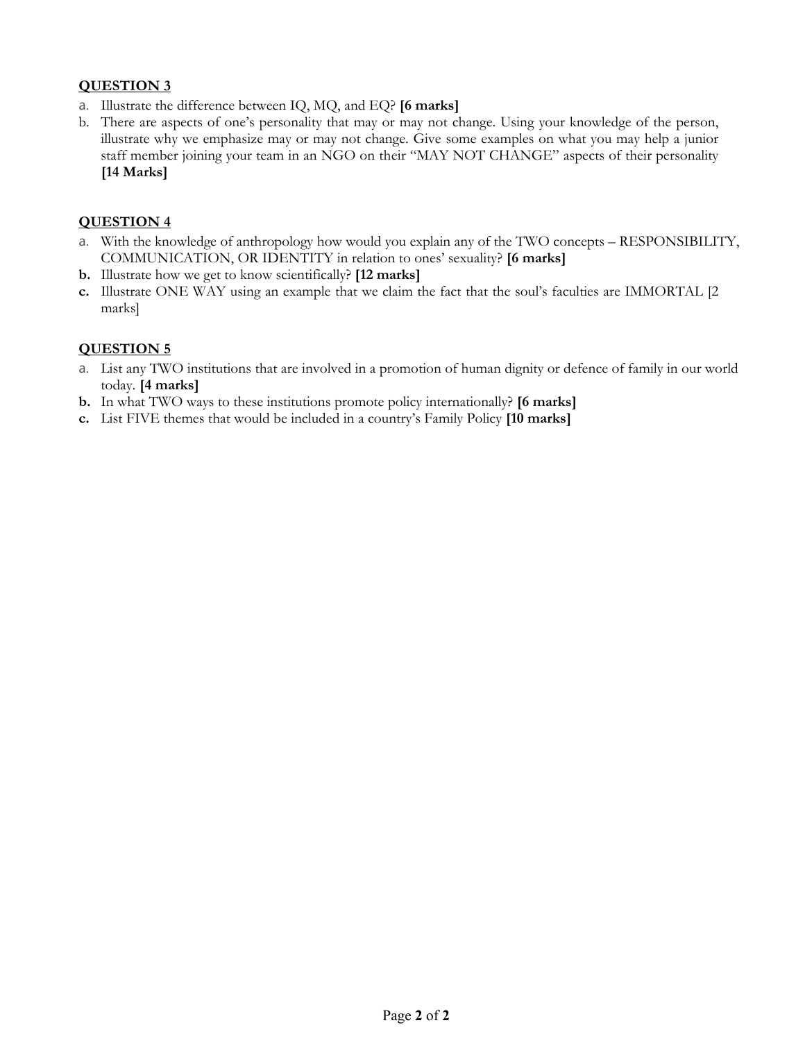**QUESTION 3**

a. Illustrate the difference between IQ, MQ, and EQ? **[6 marks]**

b. There are aspects of one's personality that may or may not change. Using your knowledge of the person, illustrate why we emphasize may or may not change. Give some examples on what you may help a junior staff member joining your team in an NGO on their "MAY NOT CHANGE" aspects of their personality **[14 Marks]**

**QUESTION 4**

a. With the knowledge of anthropology how would you explain any of the TWO concepts – RESPONSIBILITY, COMMUNICATION, OR IDENTITY in relation to ones' sexuality? **[6 marks]**

**b.** Illustrate how we get to know scientifically? **[12 marks]**

**c.** Illustrate ONE WAY using an example that we claim the fact that the soul's faculties are IMMORTAL [2 marks]

**QUESTION 5**

a. List any TWO institutions that are involved in a promotion of human dignity or defence of family in our world today. **[4 marks]**

**b.** In what TWO ways to these institutions promote policy internationally? **[6 marks]**

**c.** List FIVE themes that would be included in a country's Family Policy **[10 marks]**